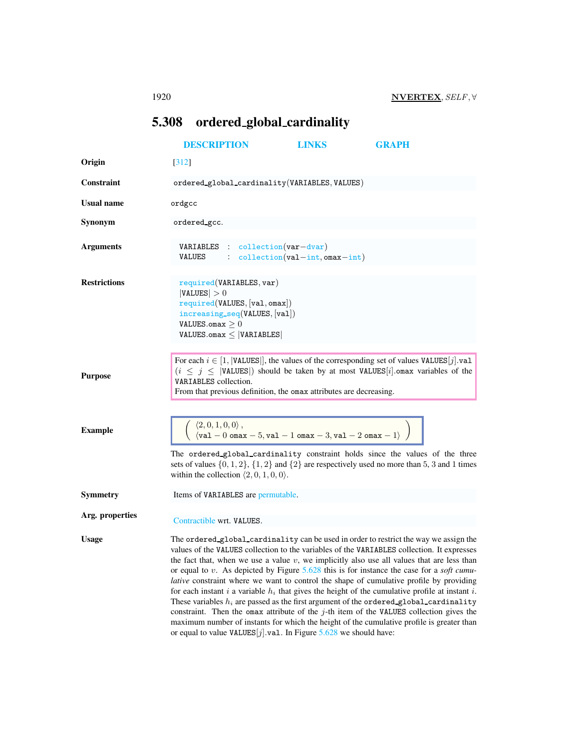## 5.308 ordered_global_cardinality

DESCRIPTION LINKS GRAPH

**Origin** [312]

**Constraint** ordered_global_cardinality(VARIABLES, VALUES)

**Usual name** ordgcc

**Synonym** ordered_gcc.

**Arguments**

```
VARIABLES : collection(var-dvar)
VALUES    : collection(val-int, omax-int)
```

**Restrictions**

required(VARIABLES, var)
$|\text{VALUES}| > 0$
required(VALUES, [val, omax])
increasing_seq(VALUES, [val])
VALUES.omax $\geq 0$
VALUES.omax $\leq |\text{VARIABLES}|$

**Purpose**

For each $i \in [1, |\text{VALUES}|]$, the values of the corresponding set of values VALUES$[j]$.val ($i \leq j \leq |\text{VALUES}|$) should be taken by at most VALUES$[i]$.omax variables of the VARIABLES collection.
From that previous definition, the omax attributes are decreasing.

**Example**

$$\left(\begin{array}{l}\langle 2, 0, 1, 0, 0\rangle, \\ \langle \text{val}-0\ \text{omax}-5, \text{val}-1\ \text{omax}-3, \text{val}-2\ \text{omax}-1\rangle\end{array}\right)$$

The ordered_global_cardinality constraint holds since the values of the three sets of values $\{0, 1, 2\}$, $\{1, 2\}$ and $\{2\}$ are respectively used no more than 5, 3 and 1 times within the collection $\langle 2, 0, 1, 0, 0\rangle$.

**Symmetry** Items of VARIABLES are permutable.

**Arg. properties** Contractible wrt. VALUES.

**Usage** The ordered_global_cardinality can be used in order to restrict the way we assign the values of the VALUES collection to the variables of the VARIABLES collection. It expresses the fact that, when we use a value $v$, we implicitly also use all values that are less than or equal to $v$. As depicted by Figure 5.628 this is for instance the case for a *soft cumulative* constraint where we want to control the shape of cumulative profile by providing for each instant $i$ a variable $h_i$ that gives the height of the cumulative profile at instant $i$. These variables $h_i$ are passed as the first argument of the ordered_global_cardinality constraint. Then the omax attribute of the $j$-th item of the VALUES collection gives the maximum number of instants for which the height of the cumulative profile is greater than or equal to value VALUES$[j]$.val. In Figure 5.628 we should have: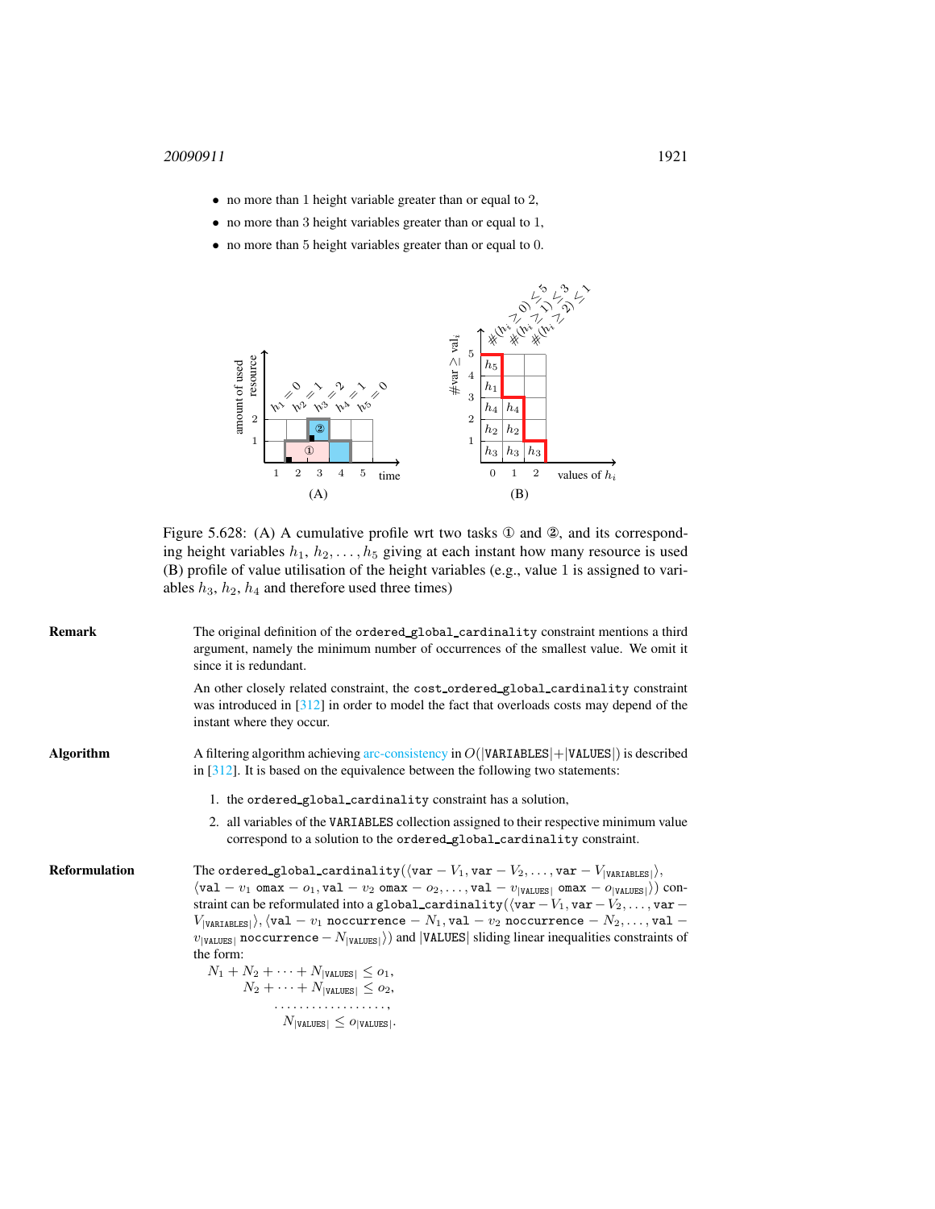- no more than 1 height variable greater than or equal to 2,
- no more than 3 height variables greater than or equal to 1,
- no more than 5 height variables greater than or equal to 0.

Figure 5.628: (A) A cumulative profile wrt two tasks ① and ②, and its corresponding height variables $h_1, h_2, \ldots, h_5$ giving at each instant how many resource is used (B) profile of value utilisation of the height variables (e.g., value 1 is assigned to variables $h_3$, $h_2$, $h_4$ and therefore used three times)

**Remark**

The original definition of the `ordered_global_cardinality` constraint mentions a third argument, namely the minimum number of occurrences of the smallest value. We omit it since it is redundant.

An other closely related constraint, the `cost_ordered_global_cardinality` constraint was introduced in [312] in order to model the fact that overloads costs may depend of the instant where they occur.

**Algorithm**

A filtering algorithm achieving arc-consistency in $O(|\texttt{VARIABLES}|+|\texttt{VALUES}|)$ is described in [312]. It is based on the equivalence between the following two statements:

1. the `ordered_global_cardinality` constraint has a solution,
2. all variables of the `VARIABLES` collection assigned to their respective minimum value correspond to a solution to the `ordered_global_cardinality` constraint.

**Reformulation**

The `ordered_global_cardinality`$(\langle \texttt{var}-V_1, \texttt{var}-V_2, \ldots, \texttt{var}-V_{|\texttt{VARIABLES}|}\rangle,$ $\langle \texttt{val}-v_1\ \texttt{omax}-o_1, \texttt{val}-v_2\ \texttt{omax}-o_2, \ldots, \texttt{val}-v_{|\texttt{VALUES}|}\ \texttt{omax}-o_{|\texttt{VALUES}|}\rangle)$ constraint can be reformulated into a `global_cardinality`$(\langle \texttt{var}-V_1, \texttt{var}-V_2, \ldots, \texttt{var}-V_{|\texttt{VARIABLES}|}\rangle, \langle \texttt{val}-v_1\ \texttt{noccurrence}-N_1, \texttt{val}-v_2\ \texttt{noccurrence}-N_2, \ldots, \texttt{val}-v_{|\texttt{VALUES}|}\ \texttt{noccurrence}-N_{|\texttt{VALUES}|}\rangle)$ and $|\texttt{VALUES}|$ sliding linear inequalities constraints of the form:

$$
\begin{aligned}
N_1 + N_2 + \cdots + N_{|\texttt{VALUES}|} &\leq o_1,\\
N_2 + \cdots + N_{|\texttt{VALUES}|} &\leq o_2,\\
\ldots\ldots\ldots\ldots\ldots\ldots&,\\
N_{|\texttt{VALUES}|} &\leq o_{|\texttt{VALUES}|}.
\end{aligned}
$$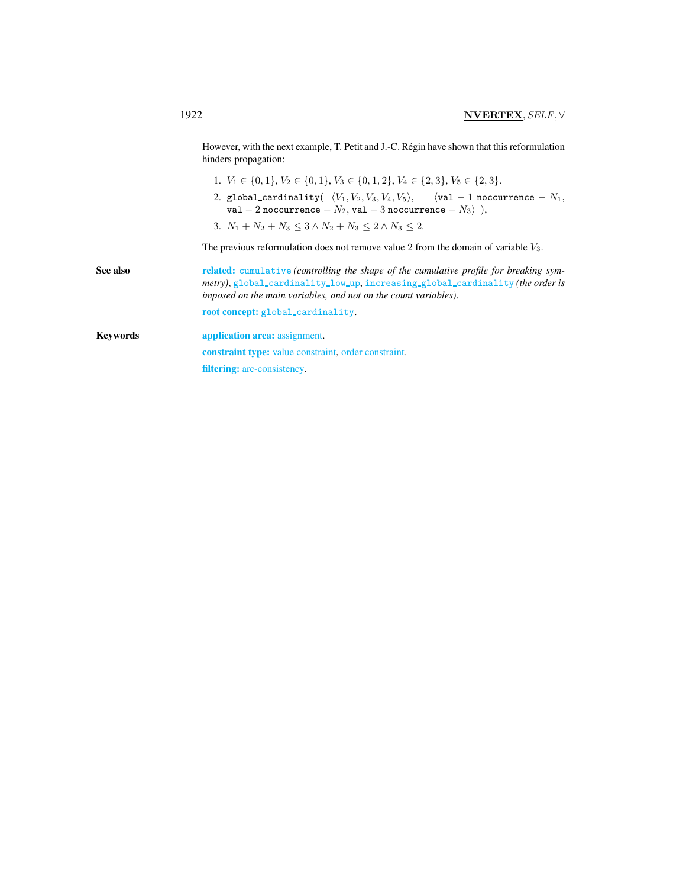However, with the next example, T. Petit and J.-C. Régin have shown that this reformulation hinders propagation:

1. $V_1 \in \{0,1\}$, $V_2 \in \{0,1\}$, $V_3 \in \{0,1,2\}$, $V_4 \in \{2,3\}$, $V_5 \in \{2,3\}$.
2. `global_cardinality`( $\langle V_1, V_2, V_3, V_4, V_5 \rangle$, $\langle$`val` $-$ 1 `noccurrence` $-$ $N_1$, `val` $-$ 2 `noccurrence` $-$ $N_2$, `val` $-$ 3 `noccurrence` $-$ $N_3 \rangle$ ),
3. $N_1 + N_2 + N_3 \leq 3 \wedge N_2 + N_3 \leq 2 \wedge N_3 \leq 2$.

The previous reformulation does not remove value 2 from the domain of variable $V_3$.

**See also**

**related:** `cumulative` *(controlling the shape of the cumulative profile for breaking symmetry)*, `global_cardinality_low_up`, `increasing_global_cardinality` *(the order is imposed on the main variables, and not on the count variables)*.

**root concept:** `global_cardinality`.

**Keywords**

**application area:** assignment.

**constraint type:** value constraint, order constraint.

**filtering:** arc-consistency.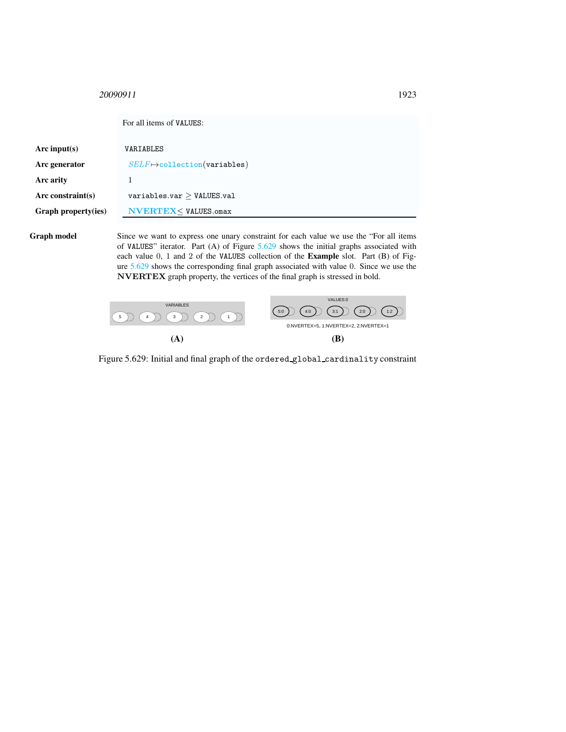For all items of VALUES:

| | |
|---|---|
| **Arc input(s)** | VARIABLES |
| **Arc generator** | *SELF* $\mapsto$ collection(variables) |
| **Arc arity** | 1 |
| **Arc constraint(s)** | variables.var $\geq$ VALUES.val |
| **Graph property(ies)** | **NVERTEX** $\leq$ VALUES.omax |

**Graph model** Since we want to express one unary constraint for each value we use the "For all items of VALUES" iterator. Part (A) of Figure 5.629 shows the initial graphs associated with each value 0, 1 and 2 of the VALUES collection of the **Example** slot. Part (B) of Figure 5.629 shows the corresponding final graph associated with value 0. Since we use the **NVERTEX** graph property, the vertices of the final graph is stressed in bold.

VARIABLES

5 4 3 2 1

**(A)**

VALUES:0

5:0 4:0 3:1 2:0 1:2

0:NVERTEX=5, 1:NVERTEX=2, 2:NVERTEX=1

**(B)**

Figure 5.629: Initial and final graph of the ordered_global_cardinality constraint